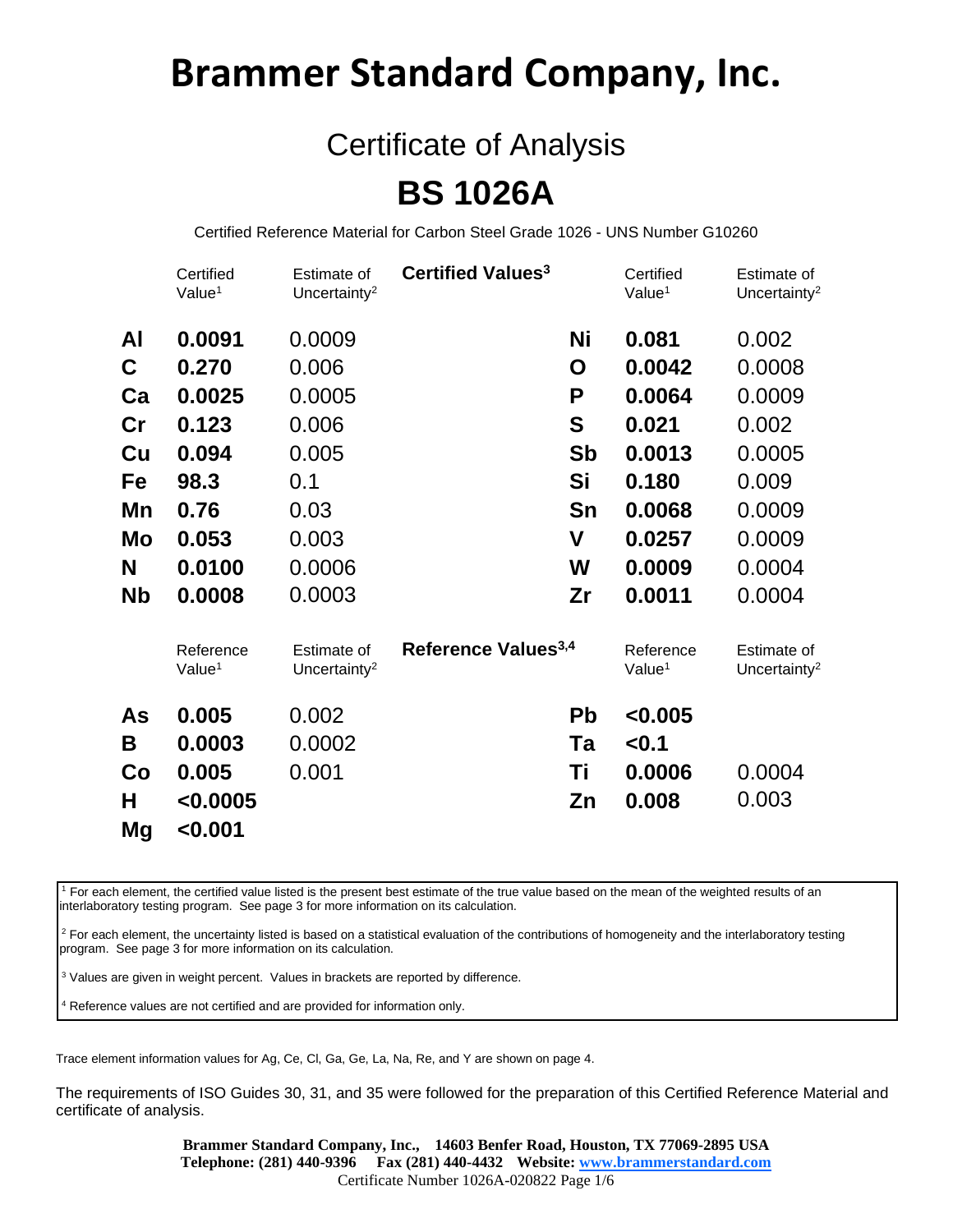# Brammer Standard Company, Inc.

## Certificate of Analysis

# BS 1026A

Certified Reference Material for Carbon Steel Grade 1026 - UNS Number G10260

**Certified Values[3]**

| | Certified Value[1] | Estimate of Uncertainty[2] | | Certified Value[1] | Estimate of Uncertainty[2] |
|---|---|---|---|---|---|
| **Al** | **0.0091** | 0.0009 | **Ni** | **0.081** | 0.002 |
| **C** | **0.270** | 0.006 | **O** | **0.0042** | 0.0008 |
| **Ca** | **0.0025** | 0.0005 | **P** | **0.0064** | 0.0009 |
| **Cr** | **0.123** | 0.006 | **S** | **0.021** | 0.002 |
| **Cu** | **0.094** | 0.005 | **Sb** | **0.0013** | 0.0005 |
| **Fe** | **98.3** | 0.1 | **Si** | **0.180** | 0.009 |
| **Mn** | **0.76** | 0.03 | **Sn** | **0.0068** | 0.0009 |
| **Mo** | **0.053** | 0.003 | **V** | **0.0257** | 0.0009 |
| **N** | **0.0100** | 0.0006 | **W** | **0.0009** | 0.0004 |
| **Nb** | **0.0008** | 0.0003 | **Zr** | **0.0011** | 0.0004 |

**Reference Values[3,4]**

| | Reference Value[1] | Estimate of Uncertainty[2] | | Reference Value[1] | Estimate of Uncertainty[2] |
|---|---|---|---|---|---|
| **As** | **0.005** | 0.002 | **Pb** | **<0.005** | |
| **B** | **0.0003** | 0.0002 | **Ta** | **<0.1** | |
| **Co** | **0.005** | 0.001 | **Ti** | **0.0006** | 0.0004 |
| **H** | **<0.0005** | | **Zn** | **0.008** | 0.003 |
| **Mg** | **<0.001** | | | | |

[1] For each element, the certified value listed is the present best estimate of the true value based on the mean of the weighted results of an interlaboratory testing program. See page 3 for more information on its calculation.

[2] For each element, the uncertainty listed is based on a statistical evaluation of the contributions of homogeneity and the interlaboratory testing program. See page 3 for more information on its calculation.

[3] Values are given in weight percent. Values in brackets are reported by difference.

[4] Reference values are not certified and are provided for information only.

Trace element information values for Ag, Ce, Cl, Ga, Ge, La, Na, Re, and Y are shown on page 4.

The requirements of ISO Guides 30, 31, and 35 were followed for the preparation of this Certified Reference Material and certificate of analysis.

**Brammer Standard Company, Inc., 14603 Benfer Road, Houston, TX 77069-2895 USA**
**Telephone: (281) 440-9396 Fax (281) 440-4432 Website: www.brammerstandard.com**
Certificate Number 1026A-020822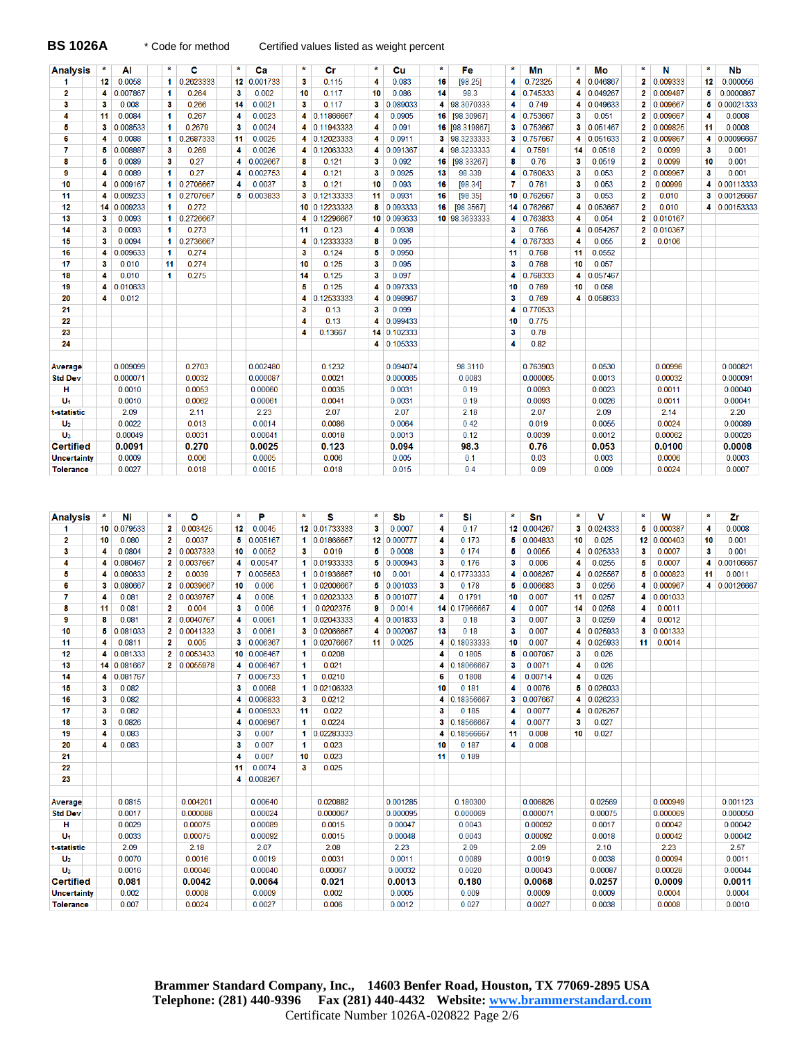**BS 1026A** * Code for method Certified values listed as weight percent

| Analysis | * | Al | * | C | * | Ca | * | Cr | * | Cu | * | Fe | * | Mn | * | Mo | * | N | * | Nb |
|---|---|---|---|---|---|---|---|---|---|---|---|---|---|---|---|---|---|---|---|---|
| 1 | 12 | 0.0058 | 1 | 0.2623333 | 12 | 0.001733 | 3 | 0.115 | 4 | 0.083 | 16 | [98.25] | 4 | 0.72325 | 4 | 0.046867 | 2 | 0.009333 | 12 | 0.000056 |
| 2 | 4 | 0.007867 | 1 | 0.264 | 3 | 0.002 | 10 | 0.117 | 10 | 0.086 | 14 | 98.3 | 4 | 0.745333 | 4 | 0.049267 | 2 | 0.009487 | 5 | 0.0000867 |
| 3 | 3 | 0.008 | 3 | 0.266 | 14 | 0.0021 | 3 | 0.117 | 3 | 0.089033 | 4 | 98.3070333 | 4 | 0.749 | 4 | 0.049633 | 2 | 0.009667 | 5 | 0.00021333 |
| 4 | 11 | 0.0084 | 1 | 0.267 | 4 | 0.0023 | 4 | 0.11866667 | 4 | 0.0905 | 16 | [98.30967] | 4 | 0.753667 | 3 | 0.051 | 2 | 0.009667 | 4 | 0.0008 |
| 5 | 3 | 0.008533 | 1 | 0.2679 | 3 | 0.0024 | 4 | 0.11943333 | 4 | 0.091 | 16 | [98.319867] | 3 | 0.753667 | 3 | 0.051467 | 2 | 0.009825 | 11 | 0.0008 |
| 6 | 4 | 0.0088 | 1 | 0.2687333 | 11 | 0.0025 | 4 | 0.12023333 | 4 | 0.0911 | 3 | 98.3233333 | 3 | 0.757667 | 4 | 0.051633 | 2 | 0.009867 | 4 | 0.00096667 |
| 7 | 5 | 0.008887 | 3 | 0.269 | 4 | 0.0026 | 4 | 0.12063333 | 4 | 0.091367 | 4 | 98.3233333 | 4 | 0.7591 | 14 | 0.0518 | 2 | 0.0099 | 3 | 0.001 |
| 8 | 5 | 0.0089 | 3 | 0.27 | 4 | 0.002667 | 8 | 0.121 | 3 | 0.092 | 16 | [98.33267] | 8 | 0.76 | 3 | 0.0519 | 2 | 0.0099 | 10 | 0.001 |
| 9 | 4 | 0.0089 | 1 | 0.27 | 4 | 0.002753 | 4 | 0.121 | 3 | 0.0925 | 13 | 98.339 | 4 | 0.760633 | 3 | 0.053 | 2 | 0.009967 | 3 | 0.001 |
| 10 | 4 | 0.009167 | 1 | 0.2706667 | 4 | 0.0037 | 3 | 0.121 | 10 | 0.093 | 16 | [98.34] | 7 | 0.761 | 3 | 0.053 | 2 | 0.00999 | 4 | 0.00113333 |
| 11 | 4 | 0.009233 | 1 | 0.2707667 | 5 | 0.003833 | 3 | 0.12133333 | 11 | 0.0931 | 16 | [98.35] | 10 | 0.762667 | 3 | 0.053 | 2 | 0.010 | 3 | 0.00126667 |
| 12 | 14 | 0.009233 | 1 | 0.272 | | | 10 | 0.12233333 | 8 | 0.093333 | 16 | [98.3567] | 14 | 0.762667 | 4 | 0.053667 | 2 | 0.010 | 4 | 0.00153333 |
| 13 | 3 | 0.0093 | 1 | 0.2726667 | | | 4 | 0.12296667 | 10 | 0.093633 | 10 | 98.3633333 | 4 | 0.763833 | 4 | 0.054 | 2 | 0.010167 | | |
| 14 | 3 | 0.0093 | 1 | 0.273 | | | 11 | 0.123 | 4 | 0.0938 | | | 3 | 0.766 | 4 | 0.054267 | 2 | 0.010367 | | |
| 15 | 3 | 0.0094 | 1 | 0.2736667 | | | 4 | 0.12333333 | 8 | 0.095 | | | 4 | 0.767333 | 4 | 0.055 | 2 | 0.0106 | | |
| 16 | 4 | 0.009633 | 1 | 0.274 | | | 3 | 0.124 | 5 | 0.0950 | | | 11 | 0.768 | 11 | 0.0552 | | | | |
| 17 | 3 | 0.010 | 11 | 0.274 | | | 10 | 0.125 | 3 | 0.095 | | | 3 | 0.768 | 10 | 0.057 | | | | |
| 18 | 4 | 0.010 | 1 | 0.275 | | | 14 | 0.125 | 3 | 0.097 | | | 4 | 0.768333 | 4 | 0.057467 | | | | |
| 19 | 4 | 0.010633 | | | | | 5 | 0.125 | 4 | 0.097333 | | | 10 | 0.769 | 10 | 0.058 | | | | |
| 20 | 4 | 0.012 | | | | | 4 | 0.12533333 | 4 | 0.098967 | | | 3 | 0.769 | 4 | 0.058633 | | | | |
| 21 | | | | | | | 3 | 0.13 | 3 | 0.099 | | | 4 | 0.770533 | | | | | | |
| 22 | | | | | | | 4 | 0.13 | 4 | 0.099433 | | | 10 | 0.775 | | | | | | |
| 23 | | | | | | | 4 | 0.13667 | 14 | 0.102333 | | | 3 | 0.78 | | | | | | |
| 24 | | | | | | | | | 4 | 0.105333 | | | 4 | 0.82 | | | | | | |
| | | | | | | | | | | | | | | | | | | | | |
| Average | | 0.009099 | | 0.2703 | | 0.002480 | | 0.1232 | | 0.094074 | | 98.3110 | | 0.763903 | | 0.0530 | | 0.00996 | | 0.000821 |
| Std Dev | | 0.000071 | | 0.0032 | | 0.000087 | | 0.0021 | | 0.000065 | | 0.0083 | | 0.000065 | | 0.0013 | | 0.00032 | | 0.000091 |
| H | | 0.0010 | | 0.0053 | | 0.00060 | | 0.0035 | | 0.0031 | | 0.19 | | 0.0093 | | 0.0023 | | 0.0011 | | 0.00040 |
| $U_1$ | | 0.0010 | | 0.0062 | | 0.00061 | | 0.0041 | | 0.0031 | | 0.19 | | 0.0093 | | 0.0026 | | 0.0011 | | 0.00041 |
| t-statistic | | 2.09 | | 2.11 | | 2.23 | | 2.07 | | 2.07 | | 2.18 | | 2.07 | | 2.09 | | 2.14 | | 2.20 |
| $U_2$ | | 0.0022 | | 0.013 | | 0.0014 | | 0.0086 | | 0.0064 | | 0.42 | | 0.019 | | 0.0055 | | 0.0024 | | 0.00089 |
| $U_3$ | | 0.00049 | | 0.0031 | | 0.00041 | | 0.0018 | | 0.0013 | | 0.12 | | 0.0039 | | 0.0012 | | 0.00062 | | 0.00026 |
| **Certified** | | **0.0091** | | **0.270** | | **0.0025** | | **0.123** | | **0.094** | | **98.3** | | **0.76** | | **0.053** | | **0.0100** | | **0.0008** |
| Uncertainty | | 0.0009 | | 0.006 | | 0.0005 | | 0.006 | | 0.005 | | 0.1 | | 0.03 | | 0.003 | | 0.0006 | | 0.0003 |
| Tolerance | | 0.0027 | | 0.018 | | 0.0015 | | 0.018 | | 0.015 | | 0.4 | | 0.09 | | 0.009 | | 0.0024 | | 0.0007 |

| Analysis | * | Ni | * | O | * | P | * | S | * | Sb | * | Si | * | Sn | * | V | * | W | * | Zr |
|---|---|---|---|---|---|---|---|---|---|---|---|---|---|---|---|---|---|---|---|---|
| 1 | 10 | 0.079533 | 2 | 0.003425 | 12 | 0.0045 | 12 | 0.01733333 | 3 | 0.0007 | 4 | 0.17 | 12 | 0.004267 | 3 | 0.024333 | 5 | 0.000387 | 4 | 0.0008 |
| 2 | 10 | 0.080 | 2 | 0.0037 | 5 | 0.005167 | 1 | 0.01866667 | 12 | 0.000777 | 4 | 0.173 | 5 | 0.004833 | 10 | 0.025 | 12 | 0.000403 | 10 | 0.001 |
| 3 | 4 | 0.0804 | 2 | 0.0037333 | 10 | 0.0052 | 3 | 0.019 | 5 | 0.0008 | 3 | 0.174 | 5 | 0.0055 | 4 | 0.025333 | 3 | 0.0007 | 3 | 0.001 |
| 4 | 4 | 0.080467 | 2 | 0.0037667 | 4 | 0.00547 | 1 | 0.01933333 | 5 | 0.000943 | 3 | 0.176 | 3 | 0.006 | 4 | 0.0255 | 5 | 0.0007 | 4 | 0.00106667 |
| 5 | 4 | 0.080633 | 2 | 0.0039 | 7 | 0.005653 | 1 | 0.01936667 | 10 | 0.001 | 4 | 0.17733333 | 4 | 0.006267 | 4 | 0.025567 | 5 | 0.000823 | 11 | 0.0011 |
| 6 | 3 | 0.080667 | 2 | 0.0039667 | 10 | 0.006 | 1 | 0.02006667 | 5 | 0.001033 | 3 | 0.178 | 5 | 0.006683 | 3 | 0.0256 | 4 | 0.000967 | 4 | 0.00126667 |
| 7 | 4 | 0.081 | 2 | 0.0039767 | 4 | 0.006 | 1 | 0.02023333 | 5 | 0.001077 | 4 | 0.1791 | 10 | 0.007 | 11 | 0.0257 | 4 | 0.001033 | | |
| 8 | 11 | 0.081 | 2 | 0.004 | 3 | 0.006 | 1 | 0.0202375 | 9 | 0.0014 | 14 | 0.17966667 | 4 | 0.007 | 14 | 0.0258 | 4 | 0.0011 | | |
| 9 | 8 | 0.081 | 2 | 0.0040767 | 4 | 0.0061 | 1 | 0.02043333 | 4 | 0.001833 | 3 | 0.18 | 3 | 0.007 | 3 | 0.0259 | 4 | 0.0012 | | |
| 10 | 5 | 0.081033 | 2 | 0.0041333 | 3 | 0.0061 | 3 | 0.02066667 | 4 | 0.002067 | 13 | 0.18 | 3 | 0.007 | 4 | 0.025933 | 3 | 0.001333 | | |
| 11 | 4 | 0.0811 | 2 | 0.005 | 3 | 0.006367 | 1 | 0.02076667 | 11 | 0.0025 | 4 | 0.18033333 | 10 | 0.007 | 4 | 0.025933 | 11 | 0.0014 | | |
| 12 | 4 | 0.081333 | 2 | 0.0053433 | 10 | 0.006467 | 1 | 0.0208 | | | 4 | 0.1805 | 5 | 0.007067 | 3 | 0.026 | | | | |
| 13 | 14 | 0.081667 | 2 | 0.0055978 | 4 | 0.006467 | 1 | 0.021 | | | 4 | 0.18066667 | 3 | 0.0071 | 4 | 0.026 | | | | |
| 14 | 4 | 0.081767 | | | 7 | 0.006733 | 1 | 0.0210 | | | 6 | 0.1808 | 4 | 0.00714 | 4 | 0.026 | | | | |
| 15 | 3 | 0.082 | | | 3 | 0.0068 | 1 | 0.02106333 | | | 10 | 0.181 | 4 | 0.0076 | 5 | 0.026033 | | | | |
| 16 | 3 | 0.082 | | | 4 | 0.006833 | 3 | 0.0212 | | | 4 | 0.18356667 | 3 | 0.007667 | 4 | 0.026233 | | | | |
| 17 | 3 | 0.082 | | | 4 | 0.006933 | 11 | 0.022 | | | 3 | 0.185 | 4 | 0.0077 | 4 | 0.026267 | | | | |
| 18 | 3 | 0.0826 | | | 4 | 0.006967 | 1 | 0.0224 | | | 3 | 0.18566667 | 4 | 0.0077 | 3 | 0.027 | | | | |
| 19 | 4 | 0.083 | | | 3 | 0.007 | 1 | 0.02283333 | | | 4 | 0.18566667 | 11 | 0.008 | 10 | 0.027 | | | | |
| 20 | 4 | 0.083 | | | 3 | 0.007 | 1 | 0.023 | | | 10 | 0.187 | 4 | 0.008 | | | | | | |
| 21 | | | | | 4 | 0.007 | 10 | 0.023 | | | 11 | 0.189 | | | | | | | | |
| 22 | | | | | 11 | 0.0074 | 3 | 0.025 | | | | | | | | | | | | |
| 23 | | | | | 4 | 0.008267 | | | | | | | | | | | | | | |
| | | | | | | | | | | | | | | | | | | | | |
| Average | | 0.0815 | | 0.004201 | | 0.00640 | | 0.020882 | | 0.001285 | | 0.180300 | | 0.006826 | | 0.02569 | | 0.000949 | | 0.001123 |
| Std Dev | | 0.0017 | | 0.000088 | | 0.00024 | | 0.000067 | | 0.000095 | | 0.000069 | | 0.000071 | | 0.00075 | | 0.000069 | | 0.000050 |
| H | | 0.0029 | | 0.00075 | | 0.00089 | | 0.0015 | | 0.00047 | | 0.0043 | | 0.00092 | | 0.0017 | | 0.00042 | | 0.00042 |
| $U_1$ | | 0.0033 | | 0.00075 | | 0.00092 | | 0.0015 | | 0.00048 | | 0.0043 | | 0.00092 | | 0.0018 | | 0.00042 | | 0.00042 |
| t-statistic | | 2.09 | | 2.18 | | 2.07 | | 2.08 | | 2.23 | | 2.09 | | 2.09 | | 2.10 | | 2.23 | | 2.57 |
| $U_2$ | | 0.0070 | | 0.0016 | | 0.0019 | | 0.0031 | | 0.0011 | | 0.0089 | | 0.0019 | | 0.0038 | | 0.00094 | | 0.0011 |
| $U_3$ | | 0.0016 | | 0.00046 | | 0.00040 | | 0.00067 | | 0.00032 | | 0.0020 | | 0.00043 | | 0.00087 | | 0.00028 | | 0.00044 |
| **Certified** | | **0.081** | | **0.0042** | | **0.0064** | | **0.021** | | **0.0013** | | **0.180** | | **0.0068** | | **0.0257** | | **0.0009** | | **0.0011** |
| Uncertainty | | 0.002 | | 0.0008 | | 0.0009 | | 0.002 | | 0.0005 | | 0.009 | | 0.0009 | | 0.0009 | | 0.0004 | | 0.0004 |
| Tolerance | | 0.007 | | 0.0024 | | 0.0027 | | 0.006 | | 0.0012 | | 0.027 | | 0.0027 | | 0.0038 | | 0.0008 | | 0.0010 |

**Brammer Standard Company, Inc., 14603 Benfer Road, Houston, TX 77069-2895 USA**
**Telephone: (281) 440-9396 Fax (281) 440-4432 Website: www.brammerstandard.com**
Certificate Number 1026A-020822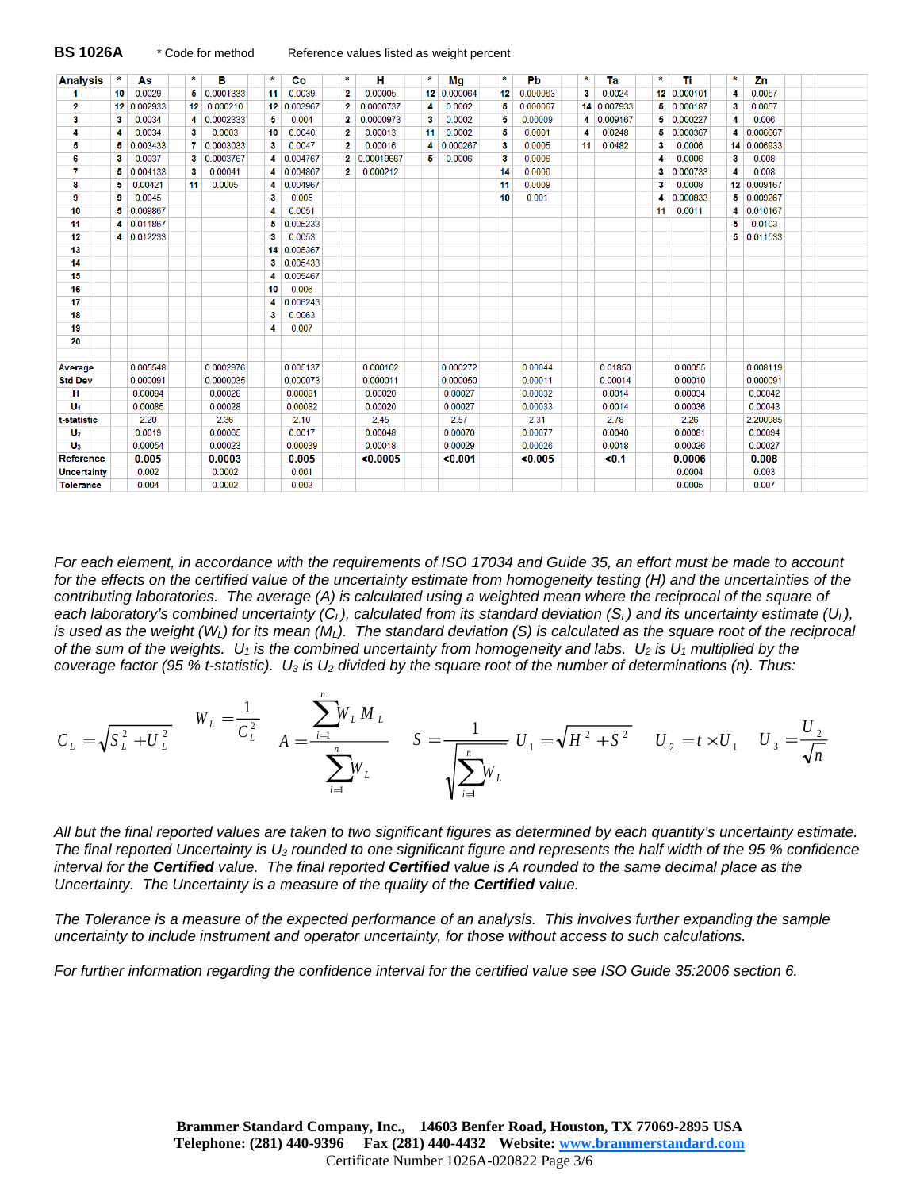**BS 1026A** * Code for method Reference values listed as weight percent

| Analysis | * | As | * | B | * | Co | * | H | * | Mg | * | Pb | * | Ta | * | Ti | * | Zn |
|---|---|---|---|---|---|---|---|---|---|---|---|---|---|---|---|---|---|---|
| 1 | 10 | 0.0029 | 5 | 0.0001333 | 11 | 0.0039 | 2 | 0.00005 | 12 | 0.000064 | 12 | 0.000063 | 3 | 0.0024 | 12 | 0.000101 | 4 | 0.0057 |
| 2 | 12 | 0.002933 | 12 | 0.000210 | 12 | 0.003967 | 2 | 0.0000737 | 4 | 0.0002 | 5 | 0.000067 | 14 | 0.007933 | 5 | 0.000187 | 3 | 0.0057 |
| 3 | 3 | 0.0034 | 4 | 0.0002333 | 5 | 0.004 | 2 | 0.0000973 | 3 | 0.0002 | 5 | 0.00009 | 4 | 0.009167 | 5 | 0.000227 | 4 | 0.006 |
| 4 | 4 | 0.0034 | 3 | 0.0003 | 10 | 0.0040 | 2 | 0.00013 | 11 | 0.0002 | 5 | 0.0001 | 4 | 0.0248 | 5 | 0.000367 | 4 | 0.006667 |
| 5 | 5 | 0.003433 | 7 | 0.0003033 | 3 | 0.0047 | 2 | 0.00016 | 4 | 0.000267 | 3 | 0.0005 | 11 | 0.0482 | 3 | 0.0006 | 14 | 0.006933 |
| 6 | 3 | 0.0037 | 3 | 0.0003767 | 4 | 0.004767 | 2 | 0.00019667 | 5 | 0.0006 | 3 | 0.0006 | | | 4 | 0.0006 | 3 | 0.008 |
| 7 | 5 | 0.004133 | 3 | 0.00041 | 4 | 0.004867 | 2 | 0.000212 | | | 14 | 0.0006 | | | 3 | 0.000733 | 4 | 0.008 |
| 8 | 5 | 0.00421 | 11 | 0.0005 | 4 | 0.004967 | | | | | 11 | 0.0009 | | | 3 | 0.0008 | 12 | 0.009167 |
| 9 | 9 | 0.0045 | | | 3 | 0.005 | | | | | 10 | 0.001 | | | 4 | 0.000833 | 5 | 0.009267 |
| 10 | 5 | 0.009867 | | | 4 | 0.0051 | | | | | | | | | 11 | 0.0011 | 4 | 0.010167 |
| 11 | 4 | 0.011867 | | | 5 | 0.005233 | | | | | | | | | | | 5 | 0.0103 |
| 12 | 4 | 0.012233 | | | 3 | 0.0053 | | | | | | | | | | | 5 | 0.011533 |
| 13 | | | | | 14 | 0.005367 | | | | | | | | | | | | |
| 14 | | | | | 3 | 0.005433 | | | | | | | | | | | | |
| 15 | | | | | 4 | 0.005467 | | | | | | | | | | | | |
| 16 | | | | | 10 | 0.006 | | | | | | | | | | | | |
| 17 | | | | | 4 | 0.006243 | | | | | | | | | | | | |
| 18 | | | | | 3 | 0.0063 | | | | | | | | | | | | |
| 19 | | | | | 4 | 0.007 | | | | | | | | | | | | |
| 20 | | | | | | | | | | | | | | | | | | |
| Average | | 0.005548 | | 0.0002976 | | 0.005137 | | 0.000102 | | 0.000272 | | 0.00044 | | 0.01850 | | 0.00055 | | 0.008119 |
| Std Dev | | 0.000091 | | 0.0000035 | | 0.000073 | | 0.000011 | | 0.000050 | | 0.00011 | | 0.00014 | | 0.00010 | | 0.000091 |
| H | | 0.00084 | | 0.00028 | | 0.00081 | | 0.00020 | | 0.00027 | | 0.00032 | | 0.0014 | | 0.00034 | | 0.00042 |
| $U_1$ | | 0.00085 | | 0.00028 | | 0.00082 | | 0.00020 | | 0.00027 | | 0.00033 | | 0.0014 | | 0.00036 | | 0.00043 |
| t-statistic | | 2.20 | | 2.36 | | 2.10 | | 2.45 | | 2.57 | | 2.31 | | 2.78 | | 2.26 | | 2.200985 |
| $U_2$ | | 0.0019 | | 0.00065 | | 0.0017 | | 0.00048 | | 0.00070 | | 0.00077 | | 0.0040 | | 0.00081 | | 0.00094 |
| $U_3$ | | 0.00054 | | 0.00023 | | 0.00039 | | 0.00018 | | 0.00029 | | 0.00026 | | 0.0018 | | 0.00026 | | 0.00027 |
| **Reference** | | **0.005** | | **0.0003** | | **0.005** | | **<0.0005** | | **<0.001** | | **<0.005** | | **<0.1** | | **0.0006** | | **0.008** |
| **Uncertainty** | | 0.002 | | 0.0002 | | 0.001 | | | | | | | | | | 0.0004 | | 0.003 |
| **Tolerance** | | 0.004 | | 0.0002 | | 0.003 | | | | | | | | | | 0.0005 | | 0.007 |

*For each element, in accordance with the requirements of ISO 17034 and Guide 35, an effort must be made to account for the effects on the certified value of the uncertainty estimate from homogeneity testing (H) and the uncertainties of the contributing laboratories. The average (A) is calculated using a weighted mean where the reciprocal of the square of each laboratory's combined uncertainty ($C_L$), calculated from its standard deviation ($S_L$) and its uncertainty estimate ($U_L$), is used as the weight ($W_L$) for its mean ($M_L$). The standard deviation (S) is calculated as the square root of the reciprocal of the sum of the weights. $U_1$ is the combined uncertainty from homogeneity and labs. $U_2$ is $U_1$ multiplied by the coverage factor (95 % t-statistic). $U_3$ is $U_2$ divided by the square root of the number of determinations (n). Thus:*

$$C_L = \sqrt{S_L^2 + U_L^2} \qquad W_L = \frac{1}{C_L^2} \qquad A = \frac{\sum_{i=1}^{n} W_L M_L}{\sum_{i=1}^{n} W_L} \qquad S = \frac{1}{\sqrt{\sum_{i=1}^{n} W_L}} \qquad U_1 = \sqrt{H^2 + S^2} \qquad U_2 = t \times U_1 \qquad U_3 = \frac{U_2}{\sqrt{n}}$$

*All but the final reported values are taken to two significant figures as determined by each quantity's uncertainty estimate. The final reported Uncertainty is $U_3$ rounded to one significant figure and represents the half width of the 95 % confidence interval for the **Certified** value. The final reported **Certified** value is A rounded to the same decimal place as the Uncertainty. The Uncertainty is a measure of the quality of the **Certified** value.*

*The Tolerance is a measure of the expected performance of an analysis. This involves further expanding the sample uncertainty to include instrument and operator uncertainty, for those without access to such calculations.*

*For further information regarding the confidence interval for the certified value see ISO Guide 35:2006 section 6.*

**Brammer Standard Company, Inc., 14603 Benfer Road, Houston, TX 77069-2895 USA**
**Telephone: (281) 440-9396 Fax (281) 440-4432 Website: www.brammerstandard.com**
Certificate Number 1026A-020822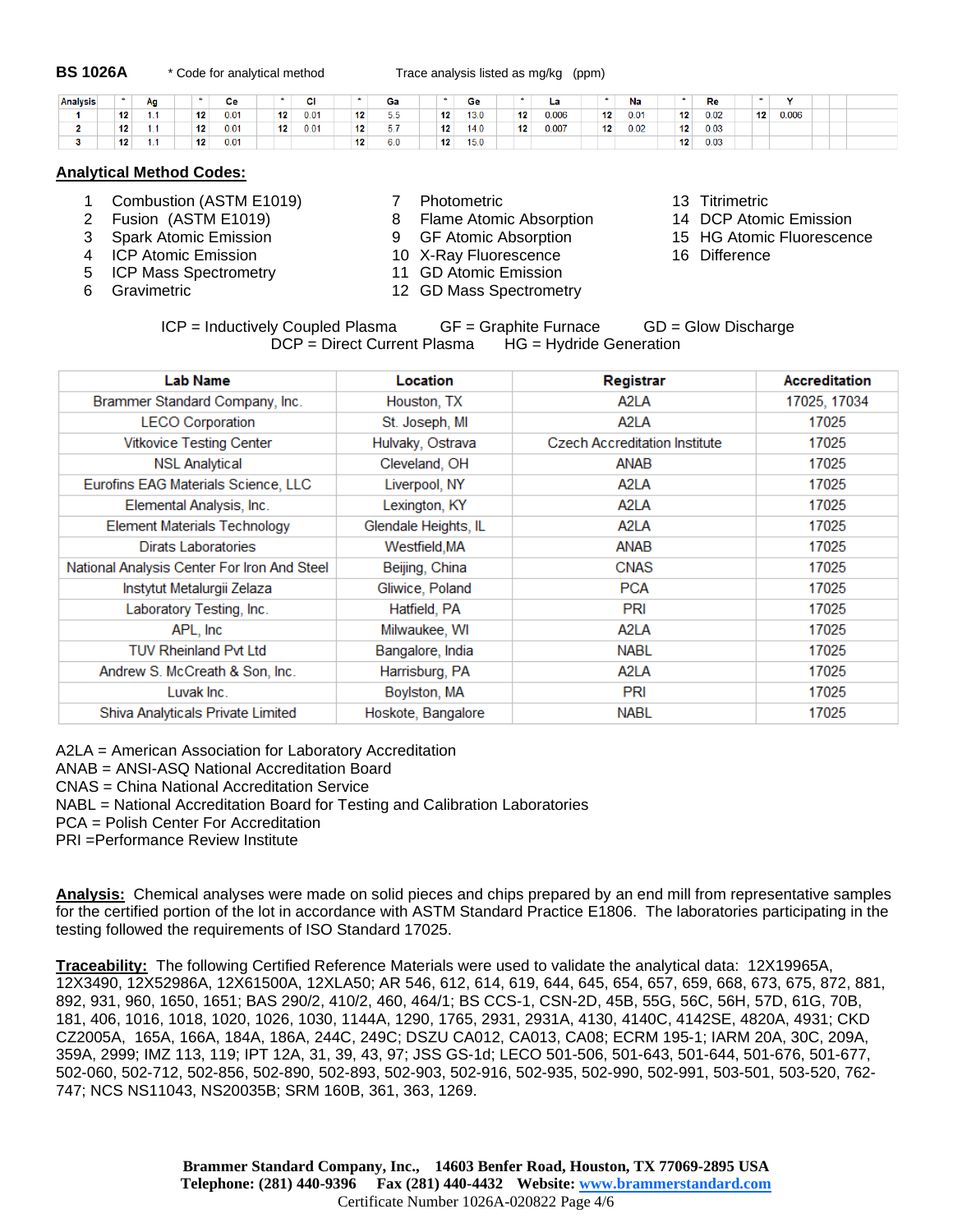**BS 1026A** * Code for analytical method Trace analysis listed as mg/kg (ppm)

| Analysis | * | Ag | * | Ce | * | Cl | * | Ga | * | Ge | * | La | * | Na | * | Re | * | Y |
|---|---|---|---|---|---|---|---|---|---|---|---|---|---|---|---|---|---|---|
| 1 | 12 | 1.1 | 12 | 0.01 | 12 | 0.01 | 12 | 5.5 | 12 | 13.0 | 12 | 0.006 | 12 | 0.01 | 12 | 0.02 | 12 | 0.006 |
| 2 | 12 | 1.1 | 12 | 0.01 | 12 | 0.01 | 12 | 5.7 | 12 | 14.0 | 12 | 0.007 | 12 | 0.02 | 12 | 0.03 | | |
| 3 | 12 | 1.1 | 12 | 0.01 | | | 12 | 6.0 | 12 | 15.0 | | | | | 12 | 0.03 | | |

## Analytical Method Codes:

1. Combustion (ASTM E1019)
2. Fusion (ASTM E1019)
3. Spark Atomic Emission
4. ICP Atomic Emission
5. ICP Mass Spectrometry
6. Gravimetric
7. Photometric
8. Flame Atomic Absorption
9. GF Atomic Absorption
10. X-Ray Fluorescence
11. GD Atomic Emission
12. GD Mass Spectrometry
13. Titrimetric
14. DCP Atomic Emission
15. HG Atomic Fluorescence
16. Difference

ICP = Inductively Coupled Plasma GF = Graphite Furnace GD = Glow Discharge
DCP = Direct Current Plasma HG = Hydride Generation

| Lab Name | Location | Registrar | Accreditation |
|---|---|---|---|
| Brammer Standard Company, Inc. | Houston, TX | A2LA | 17025, 17034 |
| LECO Corporation | St. Joseph, MI | A2LA | 17025 |
| Vitkovice Testing Center | Hulvaky, Ostrava | Czech Accreditation Institute | 17025 |
| NSL Analytical | Cleveland, OH | ANAB | 17025 |
| Eurofins EAG Materials Science, LLC | Liverpool, NY | A2LA | 17025 |
| Elemental Analysis, Inc. | Lexington, KY | A2LA | 17025 |
| Element Materials Technology | Glendale Heights, IL | A2LA | 17025 |
| Dirats Laboratories | Westfield,MA | ANAB | 17025 |
| National Analysis Center For Iron And Steel | Beijing, China | CNAS | 17025 |
| Instytut Metalurgii Zelaza | Gliwice, Poland | PCA | 17025 |
| Laboratory Testing, Inc. | Hatfield, PA | PRI | 17025 |
| APL, Inc | Milwaukee, WI | A2LA | 17025 |
| TUV Rheinland Pvt Ltd | Bangalore, India | NABL | 17025 |
| Andrew S. McCreath & Son, Inc. | Harrisburg, PA | A2LA | 17025 |
| Luvak Inc. | Boylston, MA | PRI | 17025 |
| Shiva Analyticals Private Limited | Hoskote, Bangalore | NABL | 17025 |

A2LA = American Association for Laboratory Accreditation
ANAB = ANSI-ASQ National Accreditation Board
CNAS = China National Accreditation Service
NABL = National Accreditation Board for Testing and Calibration Laboratories
PCA = Polish Center For Accreditation
PRI =Performance Review Institute

**Analysis:** Chemical analyses were made on solid pieces and chips prepared by an end mill from representative samples for the certified portion of the lot in accordance with ASTM Standard Practice E1806. The laboratories participating in the testing followed the requirements of ISO Standard 17025.

**Traceability:** The following Certified Reference Materials were used to validate the analytical data: 12X19965A, 12X3490, 12X52986A, 12X61500A, 12XLA50; AR 546, 612, 614, 619, 644, 645, 654, 657, 659, 668, 673, 675, 872, 881, 892, 931, 960, 1650, 1651; BAS 290/2, 410/2, 460, 464/1; BS CCS-1, CSN-2D, 45B, 55G, 56C, 56H, 57D, 61G, 70B, 181, 406, 1016, 1018, 1020, 1026, 1030, 1144A, 1290, 1765, 2931, 2931A, 4130, 4140C, 4142SE, 4820A, 4931; CKD CZ2005A, 165A, 166A, 184A, 186A, 244C, 249C; DSZU CA012, CA013, CA08; ECRM 195-1; IARM 20A, 30C, 209A, 359A, 2999; IMZ 113, 119; IPT 12A, 31, 39, 43, 97; JSS GS-1d; LECO 501-506, 501-643, 501-644, 501-676, 501-677, 502-060, 502-712, 502-856, 502-890, 502-893, 502-903, 502-916, 502-935, 502-990, 502-991, 503-501, 503-520, 762-747; NCS NS11043, NS20035B; SRM 160B, 361, 363, 1269.

**Brammer Standard Company, Inc., 14603 Benfer Road, Houston, TX 77069-2895 USA**
**Telephone: (281) 440-9396 Fax (281) 440-4432 Website: www.brammerstandard.com**
Certificate Number 1026A-020822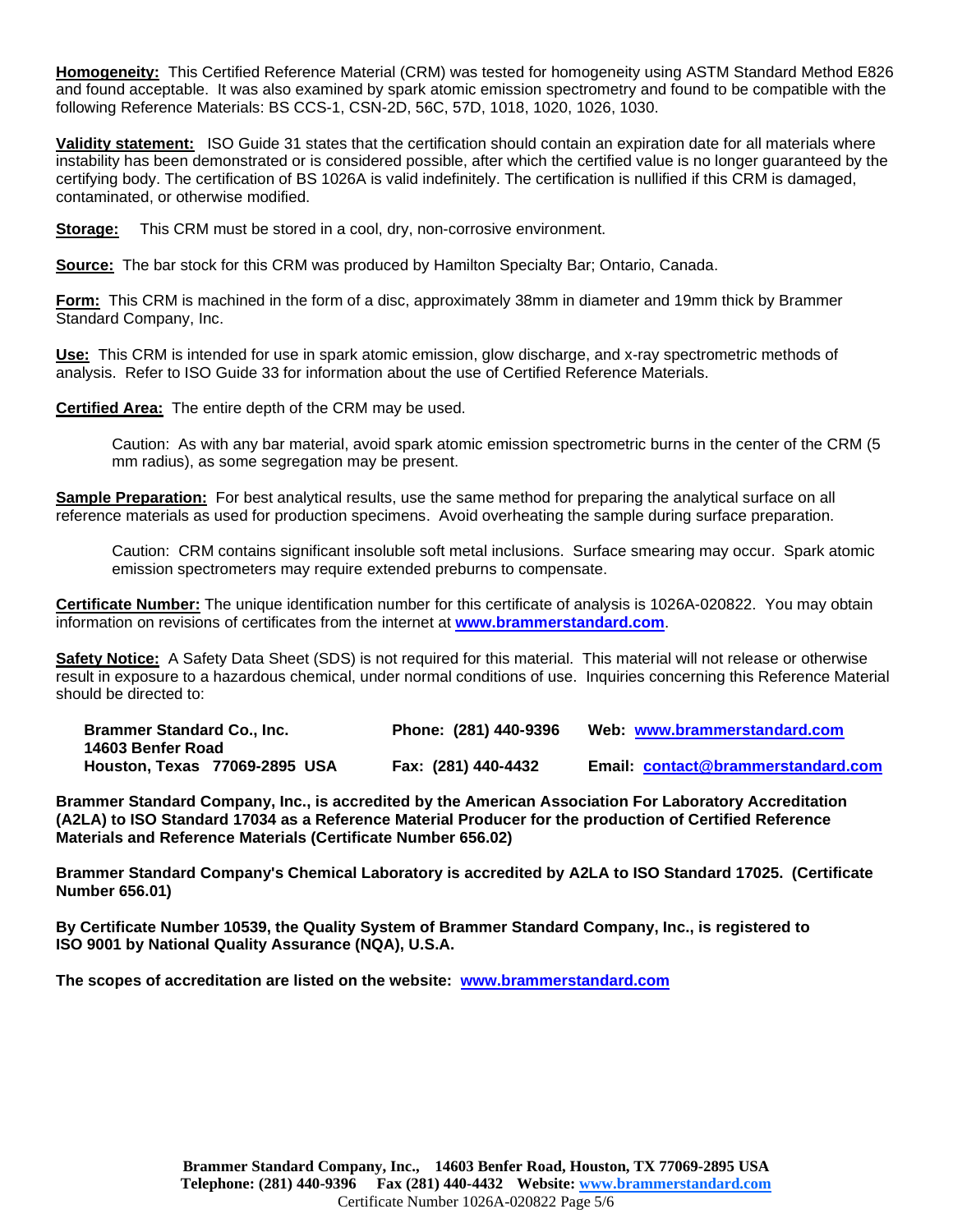**Homogeneity:** This Certified Reference Material (CRM) was tested for homogeneity using ASTM Standard Method E826 and found acceptable. It was also examined by spark atomic emission spectrometry and found to be compatible with the following Reference Materials: BS CCS-1, CSN-2D, 56C, 57D, 1018, 1020, 1026, 1030.

**Validity statement:** ISO Guide 31 states that the certification should contain an expiration date for all materials where instability has been demonstrated or is considered possible, after which the certified value is no longer guaranteed by the certifying body. The certification of BS 1026A is valid indefinitely. The certification is nullified if this CRM is damaged, contaminated, or otherwise modified.

**Storage:** This CRM must be stored in a cool, dry, non-corrosive environment.

**Source:** The bar stock for this CRM was produced by Hamilton Specialty Bar; Ontario, Canada.

**Form:** This CRM is machined in the form of a disc, approximately 38mm in diameter and 19mm thick by Brammer Standard Company, Inc.

**Use:** This CRM is intended for use in spark atomic emission, glow discharge, and x-ray spectrometric methods of analysis. Refer to ISO Guide 33 for information about the use of Certified Reference Materials.

**Certified Area:** The entire depth of the CRM may be used.

> Caution: As with any bar material, avoid spark atomic emission spectrometric burns in the center of the CRM (5 mm radius), as some segregation may be present.

**Sample Preparation:** For best analytical results, use the same method for preparing the analytical surface on all reference materials as used for production specimens. Avoid overheating the sample during surface preparation.

> Caution: CRM contains significant insoluble soft metal inclusions. Surface smearing may occur. Spark atomic emission spectrometers may require extended preburns to compensate.

**Certificate Number:** The unique identification number for this certificate of analysis is 1026A-020822. You may obtain information on revisions of certificates from the internet at www.brammerstandard.com.

**Safety Notice:** A Safety Data Sheet (SDS) is not required for this material. This material will not release or otherwise result in exposure to a hazardous chemical, under normal conditions of use. Inquiries concerning this Reference Material should be directed to:

| | | |
|---|---|---|
| **Brammer Standard Co., Inc.** | **Phone: (281) 440-9396** | **Web: www.brammerstandard.com** |
| **14603 Benfer Road** | | |
| **Houston, Texas 77069-2895 USA** | **Fax: (281) 440-4432** | **Email: contact@brammerstandard.com** |

**Brammer Standard Company, Inc., is accredited by the American Association For Laboratory Accreditation (A2LA) to ISO Standard 17034 as a Reference Material Producer for the production of Certified Reference Materials and Reference Materials (Certificate Number 656.02)**

**Brammer Standard Company's Chemical Laboratory is accredited by A2LA to ISO Standard 17025. (Certificate Number 656.01)**

**By Certificate Number 10539, the Quality System of Brammer Standard Company, Inc., is registered to ISO 9001 by National Quality Assurance (NQA), U.S.A.**

**The scopes of accreditation are listed on the website: www.brammerstandard.com**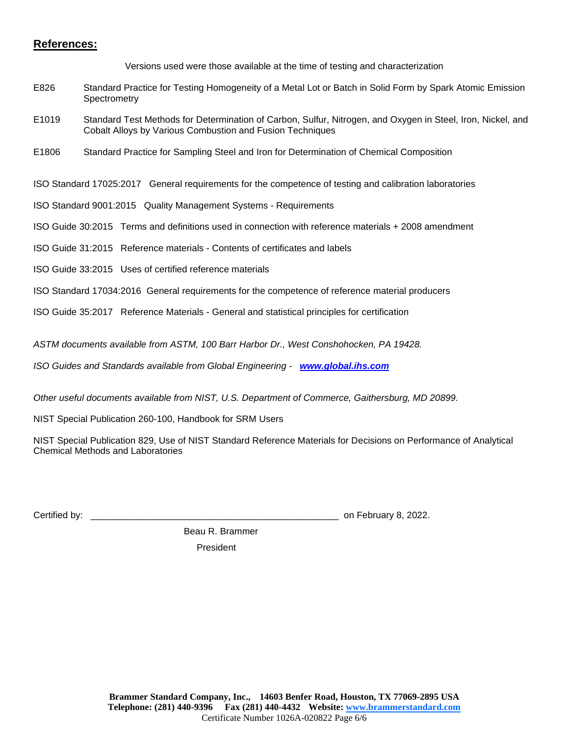## **References:**

Versions used were those available at the time of testing and characterization

E826 Standard Practice for Testing Homogeneity of a Metal Lot or Batch in Solid Form by Spark Atomic Emission Spectrometry

E1019 Standard Test Methods for Determination of Carbon, Sulfur, Nitrogen, and Oxygen in Steel, Iron, Nickel, and Cobalt Alloys by Various Combustion and Fusion Techniques

E1806 Standard Practice for Sampling Steel and Iron for Determination of Chemical Composition

ISO Standard 17025:2017 General requirements for the competence of testing and calibration laboratories

ISO Standard 9001:2015 Quality Management Systems - Requirements

ISO Guide 30:2015 Terms and definitions used in connection with reference materials + 2008 amendment

ISO Guide 31:2015 Reference materials - Contents of certificates and labels

ISO Guide 33:2015 Uses of certified reference materials

ISO Standard 17034:2016 General requirements for the competence of reference material producers

ISO Guide 35:2017 Reference Materials - General and statistical principles for certification

*ASTM documents available from ASTM, 100 Barr Harbor Dr., West Conshohocken, PA 19428.*

*ISO Guides and Standards available from Global Engineering - **www.global.ihs.com***

*Other useful documents available from NIST, U.S. Department of Commerce, Gaithersburg, MD 20899.*

NIST Special Publication 260-100, Handbook for SRM Users

NIST Special Publication 829, Use of NIST Standard Reference Materials for Decisions on Performance of Analytical Chemical Methods and Laboratories

Certified by: ________________________________________________ on February 8, 2022.

Beau R. Brammer

President

**Brammer Standard Company, Inc., 14603 Benfer Road, Houston, TX 77069-2895 USA**
**Telephone: (281) 440-9396 Fax (281) 440-4432 Website: www.brammerstandard.com**
Certificate Number 1026A-020822